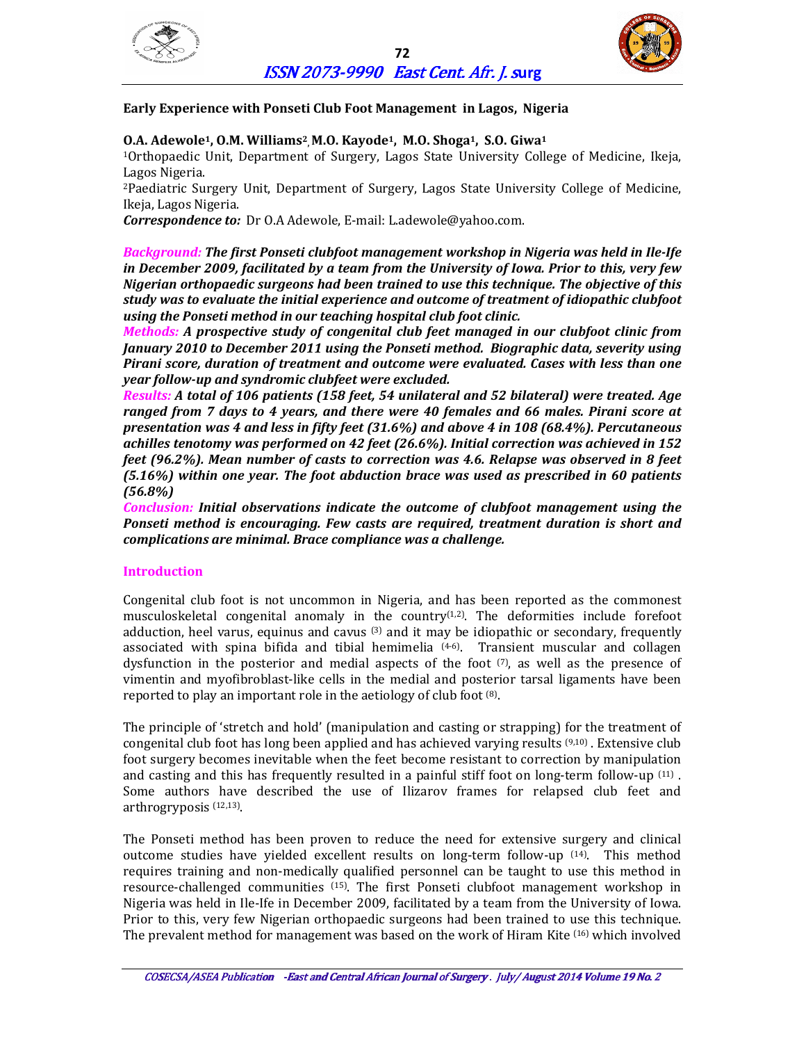# Early Experience with Ponseti Club Foot Management in Lagos, Nigeria

**O.A. Adewole[1], O.M. Williams[2], M.O. Kayode[1], M.O. Shoga[1], S.O. Giwa[1]**

[1]Orthopaedic Unit, Department of Surgery, Lagos State University College of Medicine, Ikeja, Lagos Nigeria.

[2]Paediatric Surgery Unit, Department of Surgery, Lagos State University College of Medicine, Ikeja, Lagos Nigeria.

***Correspondence to:*** Dr O.A Adewole, E-mail: L.adewole@yahoo.com.

***Background:*** ***The first Ponseti clubfoot management workshop in Nigeria was held in Ile-Ife in December 2009, facilitated by a team from the University of Iowa. Prior to this, very few Nigerian orthopaedic surgeons had been trained to use this technique. The objective of this study was to evaluate the initial experience and outcome of treatment of idiopathic clubfoot using the Ponseti method in our teaching hospital club foot clinic.***

***Methods:*** ***A prospective study of congenital club feet managed in our clubfoot clinic from January 2010 to December 2011 using the Ponseti method. Biographic data, severity using Pirani score, duration of treatment and outcome were evaluated. Cases with less than one year follow-up and syndromic clubfeet were excluded.***

***Results:*** ***A total of 106 patients (158 feet, 54 unilateral and 52 bilateral) were treated. Age ranged from 7 days to 4 years, and there were 40 females and 66 males. Pirani score at presentation was 4 and less in fifty feet (31.6%) and above 4 in 108 (68.4%). Percutaneous achilles tenotomy was performed on 42 feet (26.6%). Initial correction was achieved in 152 feet (96.2%). Mean number of casts to correction was 4.6. Relapse was observed in 8 feet (5.16%) within one year. The foot abduction brace was used as prescribed in 60 patients (56.8%)***

***Conclusion:*** ***Initial observations indicate the outcome of clubfoot management using the Ponseti method is encouraging. Few casts are required, treatment duration is short and complications are minimal. Brace compliance was a challenge.***

## Introduction

Congenital club foot is not uncommon in Nigeria, and has been reported as the commonest musculoskeletal congenital anomaly in the country[1,2]. The deformities include forefoot adduction, heel varus, equinus and cavus [3] and it may be idiopathic or secondary, frequently associated with spina bifida and tibial hemimelia [4-6]. Transient muscular and collagen dysfunction in the posterior and medial aspects of the foot [7], as well as the presence of vimentin and myofibroblast-like cells in the medial and posterior tarsal ligaments have been reported to play an important role in the aetiology of club foot [8].

The principle of 'stretch and hold' (manipulation and casting or strapping) for the treatment of congenital club foot has long been applied and has achieved varying results [9,10]. Extensive club foot surgery becomes inevitable when the feet become resistant to correction by manipulation and casting and this has frequently resulted in a painful stiff foot on long-term follow-up [11]. Some authors have described the use of Ilizarov frames for relapsed club feet and arthrogryposis [12,13].

The Ponseti method has been proven to reduce the need for extensive surgery and clinical outcome studies have yielded excellent results on long-term follow-up [14]. This method requires training and non-medically qualified personnel can be taught to use this method in resource-challenged communities [15]. The first Ponseti clubfoot management workshop in Nigeria was held in Ile-Ife in December 2009, facilitated by a team from the University of Iowa. Prior to this, very few Nigerian orthopaedic surgeons had been trained to use this technique. The prevalent method for management was based on the work of Hiram Kite [16] which involved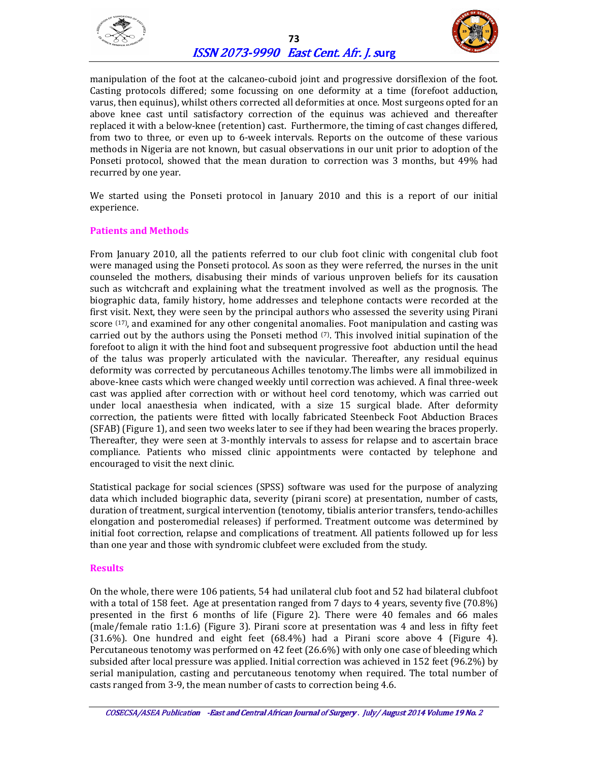manipulation of the foot at the calcaneo-cuboid joint and progressive dorsiflexion of the foot. Casting protocols differed; some focussing on one deformity at a time (forefoot adduction, varus, then equinus), whilst others corrected all deformities at once. Most surgeons opted for an above knee cast until satisfactory correction of the equinus was achieved and thereafter replaced it with a below-knee (retention) cast. Furthermore, the timing of cast changes differed, from two to three, or even up to 6-week intervals. Reports on the outcome of these various methods in Nigeria are not known, but casual observations in our unit prior to adoption of the Ponseti protocol, showed that the mean duration to correction was 3 months, but 49% had recurred by one year.

We started using the Ponseti protocol in January 2010 and this is a report of our initial experience.

## Patients and Methods

From January 2010, all the patients referred to our club foot clinic with congenital club foot were managed using the Ponseti protocol. As soon as they were referred, the nurses in the unit counseled the mothers, disabusing their minds of various unproven beliefs for its causation such as witchcraft and explaining what the treatment involved as well as the prognosis. The biographic data, family history, home addresses and telephone contacts were recorded at the first visit. Next, they were seen by the principal authors who assessed the severity using Pirani score [17], and examined for any other congenital anomalies. Foot manipulation and casting was carried out by the authors using the Ponseti method [7]. This involved initial supination of the forefoot to align it with the hind foot and subsequent progressive foot abduction until the head of the talus was properly articulated with the navicular. Thereafter, any residual equinus deformity was corrected by percutaneous Achilles tenotomy.The limbs were all immobilized in above-knee casts which were changed weekly until correction was achieved. A final three-week cast was applied after correction with or without heel cord tenotomy, which was carried out under local anaesthesia when indicated, with a size 15 surgical blade. After deformity correction, the patients were fitted with locally fabricated Steenbeck Foot Abduction Braces (SFAB) (Figure 1), and seen two weeks later to see if they had been wearing the braces properly. Thereafter, they were seen at 3-monthly intervals to assess for relapse and to ascertain brace compliance. Patients who missed clinic appointments were contacted by telephone and encouraged to visit the next clinic.

Statistical package for social sciences (SPSS) software was used for the purpose of analyzing data which included biographic data, severity (pirani score) at presentation, number of casts, duration of treatment, surgical intervention (tenotomy, tibialis anterior transfers, tendo-achilles elongation and posteromedial releases) if performed. Treatment outcome was determined by initial foot correction, relapse and complications of treatment. All patients followed up for less than one year and those with syndromic clubfeet were excluded from the study.

## Results

On the whole, there were 106 patients, 54 had unilateral club foot and 52 had bilateral clubfoot with a total of 158 feet. Age at presentation ranged from 7 days to 4 years, seventy five (70.8%) presented in the first 6 months of life (Figure 2). There were 40 females and 66 males (male/female ratio 1:1.6) (Figure 3). Pirani score at presentation was 4 and less in fifty feet (31.6%). One hundred and eight feet (68.4%) had a Pirani score above 4 (Figure 4). Percutaneous tenotomy was performed on 42 feet (26.6%) with only one case of bleeding which subsided after local pressure was applied. Initial correction was achieved in 152 feet (96.2%) by serial manipulation, casting and percutaneous tenotomy when required. The total number of casts ranged from 3-9, the mean number of casts to correction being 4.6.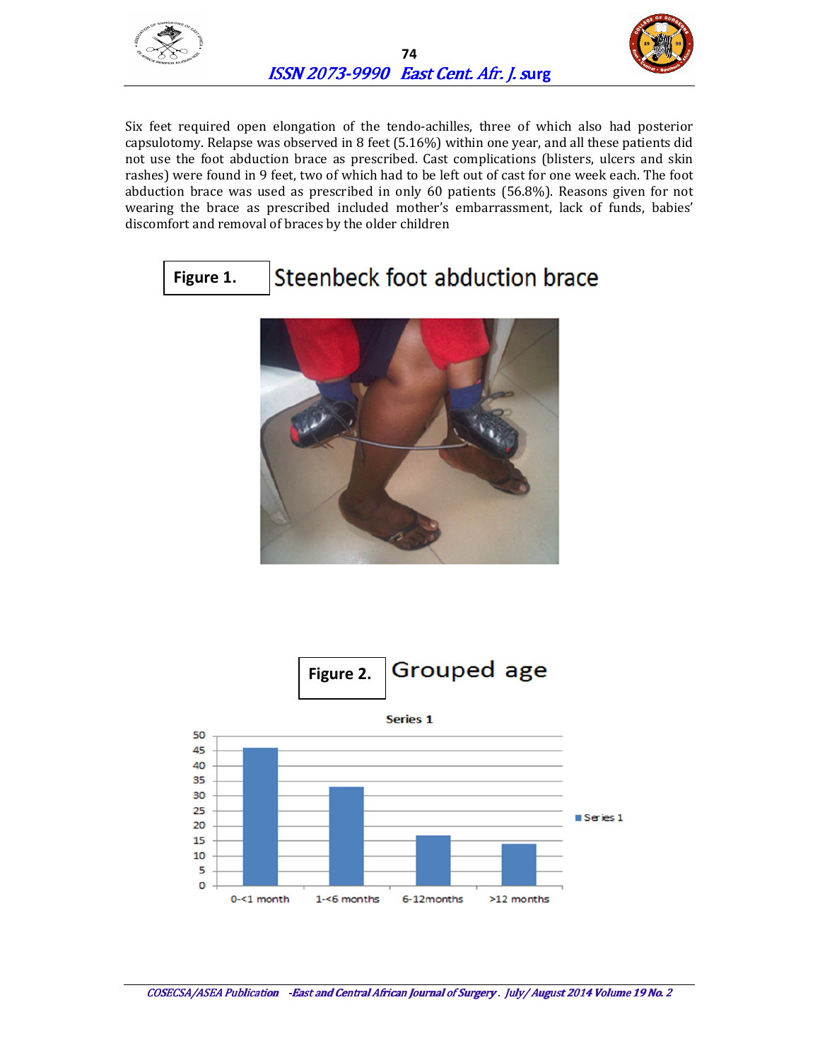Six feet required open elongation of the tendo-achilles, three of which also had posterior capsulotomy. Relapse was observed in 8 feet (5.16%) within one year, and all these patients did not use the foot abduction brace as prescribed. Cast complications (blisters, ulcers and skin rashes) were found in 9 feet, two of which had to be left out of cast for one week each. The foot abduction brace was used as prescribed in only 60 patients (56.8%). Reasons given for not wearing the brace as prescribed included mother's embarrassment, lack of funds, babies' discomfort and removal of braces by the older children

**Figure 1.** Steenbeck foot abduction brace

**Figure 2.** Grouped age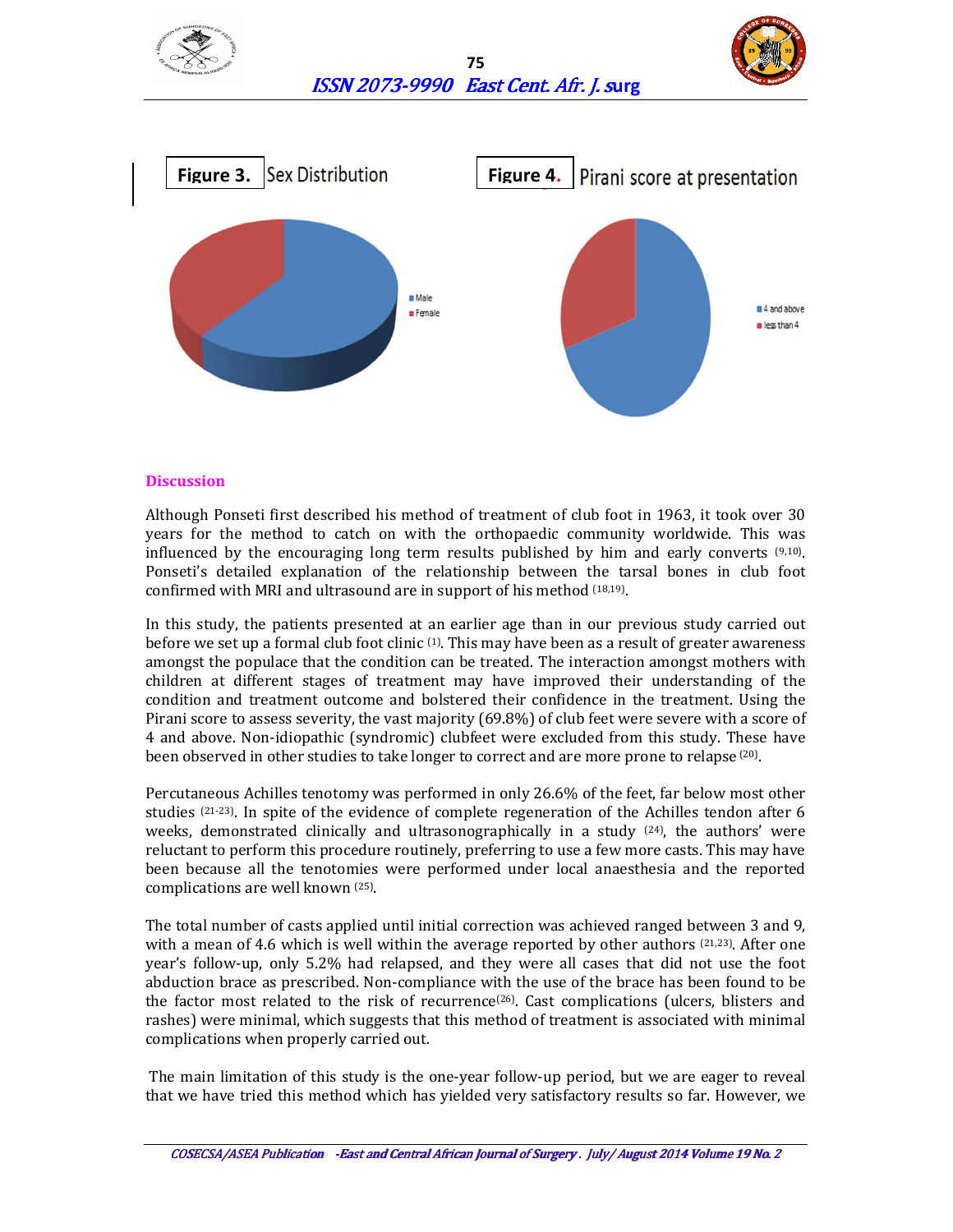**Figure 3.** Sex Distribution

**Figure 4.** Pirani score at presentation

## Discussion

Although Ponseti first described his method of treatment of club foot in 1963, it took over 30 years for the method to catch on with the orthopaedic community worldwide. This was influenced by the encouraging long term results published by him and early converts [9,10]. Ponseti's detailed explanation of the relationship between the tarsal bones in club foot confirmed with MRI and ultrasound are in support of his method [18,19].

In this study, the patients presented at an earlier age than in our previous study carried out before we set up a formal club foot clinic [1]. This may have been as a result of greater awareness amongst the populace that the condition can be treated. The interaction amongst mothers with children at different stages of treatment may have improved their understanding of the condition and treatment outcome and bolstered their confidence in the treatment. Using the Pirani score to assess severity, the vast majority (69.8%) of club feet were severe with a score of 4 and above. Non-idiopathic (syndromic) clubfeet were excluded from this study. These have been observed in other studies to take longer to correct and are more prone to relapse [20].

Percutaneous Achilles tenotomy was performed in only 26.6% of the feet, far below most other studies [21-23]. In spite of the evidence of complete regeneration of the Achilles tendon after 6 weeks, demonstrated clinically and ultrasonographically in a study [24], the authors' were reluctant to perform this procedure routinely, preferring to use a few more casts. This may have been because all the tenotomies were performed under local anaesthesia and the reported complications are well known [25].

The total number of casts applied until initial correction was achieved ranged between 3 and 9, with a mean of 4.6 which is well within the average reported by other authors [21,23]. After one year's follow-up, only 5.2% had relapsed, and they were all cases that did not use the foot abduction brace as prescribed. Non-compliance with the use of the brace has been found to be the factor most related to the risk of recurrence[26]. Cast complications (ulcers, blisters and rashes) were minimal, which suggests that this method of treatment is associated with minimal complications when properly carried out.

The main limitation of this study is the one-year follow-up period, but we are eager to reveal that we have tried this method which has yielded very satisfactory results so far. However, we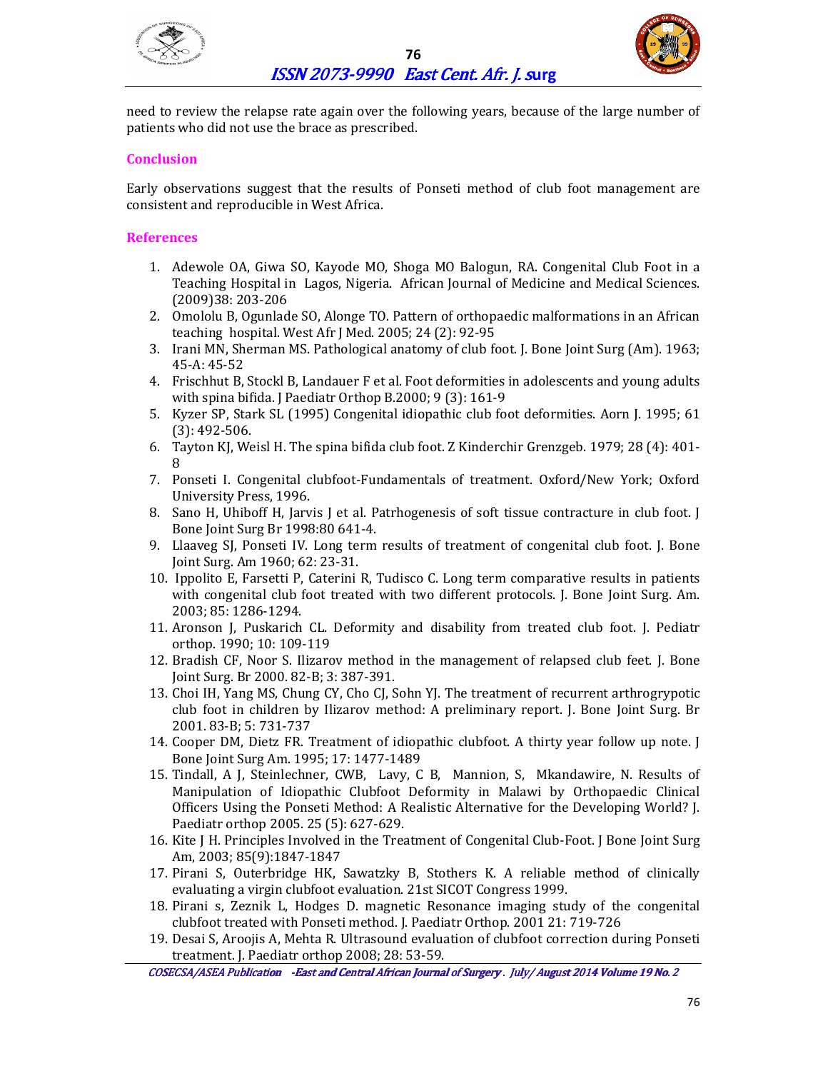need to review the relapse rate again over the following years, because of the large number of patients who did not use the brace as prescribed.

## Conclusion

Early observations suggest that the results of Ponseti method of club foot management are consistent and reproducible in West Africa.

## References

1. Adewole OA, Giwa SO, Kayode MO, Shoga MO Balogun, RA. Congenital Club Foot in a Teaching Hospital in Lagos, Nigeria. African Journal of Medicine and Medical Sciences. (2009)38: 203-206
2. Omololu B, Ogunlade SO, Alonge TO. Pattern of orthopaedic malformations in an African teaching hospital. West Afr J Med. 2005; 24 (2): 92-95
3. Irani MN, Sherman MS. Pathological anatomy of club foot. J. Bone Joint Surg (Am). 1963; 45-A: 45-52
4. Frischhut B, Stockl B, Landauer F et al. Foot deformities in adolescents and young adults with spina bifida. J Paediatr Orthop B.2000; 9 (3): 161-9
5. Kyzer SP, Stark SL (1995) Congenital idiopathic club foot deformities. Aorn J. 1995; 61 (3): 492-506.
6. Tayton KJ, Weisl H. The spina bifida club foot. Z Kinderchir Grenzgeb. 1979; 28 (4): 401-8
7. Ponseti I. Congenital clubfoot-Fundamentals of treatment. Oxford/New York; Oxford University Press, 1996.
8. Sano H, Uhiboff H, Jarvis J et al. Patrhogenesis of soft tissue contracture in club foot. J Bone Joint Surg Br 1998:80 641-4.
9. Llaaveg SJ, Ponseti IV. Long term results of treatment of congenital club foot. J. Bone Joint Surg. Am 1960; 62: 23-31.
10. Ippolito E, Farsetti P, Caterini R, Tudisco C. Long term comparative results in patients with congenital club foot treated with two different protocols. J. Bone Joint Surg. Am. 2003; 85: 1286-1294.
11. Aronson J, Puskarich CL. Deformity and disability from treated club foot. J. Pediatr orthop. 1990; 10: 109-119
12. Bradish CF, Noor S. Ilizarov method in the management of relapsed club feet. J. Bone Joint Surg. Br 2000. 82-B; 3: 387-391.
13. Choi IH, Yang MS, Chung CY, Cho CJ, Sohn YJ. The treatment of recurrent arthrogrypotic club foot in children by Ilizarov method: A preliminary report. J. Bone Joint Surg. Br 2001. 83-B; 5: 731-737
14. Cooper DM, Dietz FR. Treatment of idiopathic clubfoot. A thirty year follow up note. J Bone Joint Surg Am. 1995; 17: 1477-1489
15. Tindall, A J, Steinlechner, CWB, Lavy, C B, Mannion, S, Mkandawire, N. Results of Manipulation of Idiopathic Clubfoot Deformity in Malawi by Orthopaedic Clinical Officers Using the Ponseti Method: A Realistic Alternative for the Developing World? J. Paediatr orthop 2005. 25 (5): 627-629.
16. Kite J H. Principles Involved in the Treatment of Congenital Club-Foot. J Bone Joint Surg Am, 2003; 85(9):1847-1847
17. Pirani S, Outerbridge HK, Sawatzky B, Stothers K. A reliable method of clinically evaluating a virgin clubfoot evaluation. 21st SICOT Congress 1999.
18. Pirani s, Zeznik L, Hodges D. magnetic Resonance imaging study of the congenital clubfoot treated with Ponseti method. J. Paediatr Orthop. 2001 21: 719-726
19. Desai S, Aroojis A, Mehta R. Ultrasound evaluation of clubfoot correction during Ponseti treatment. J. Paediatr orthop 2008; 28: 53-59.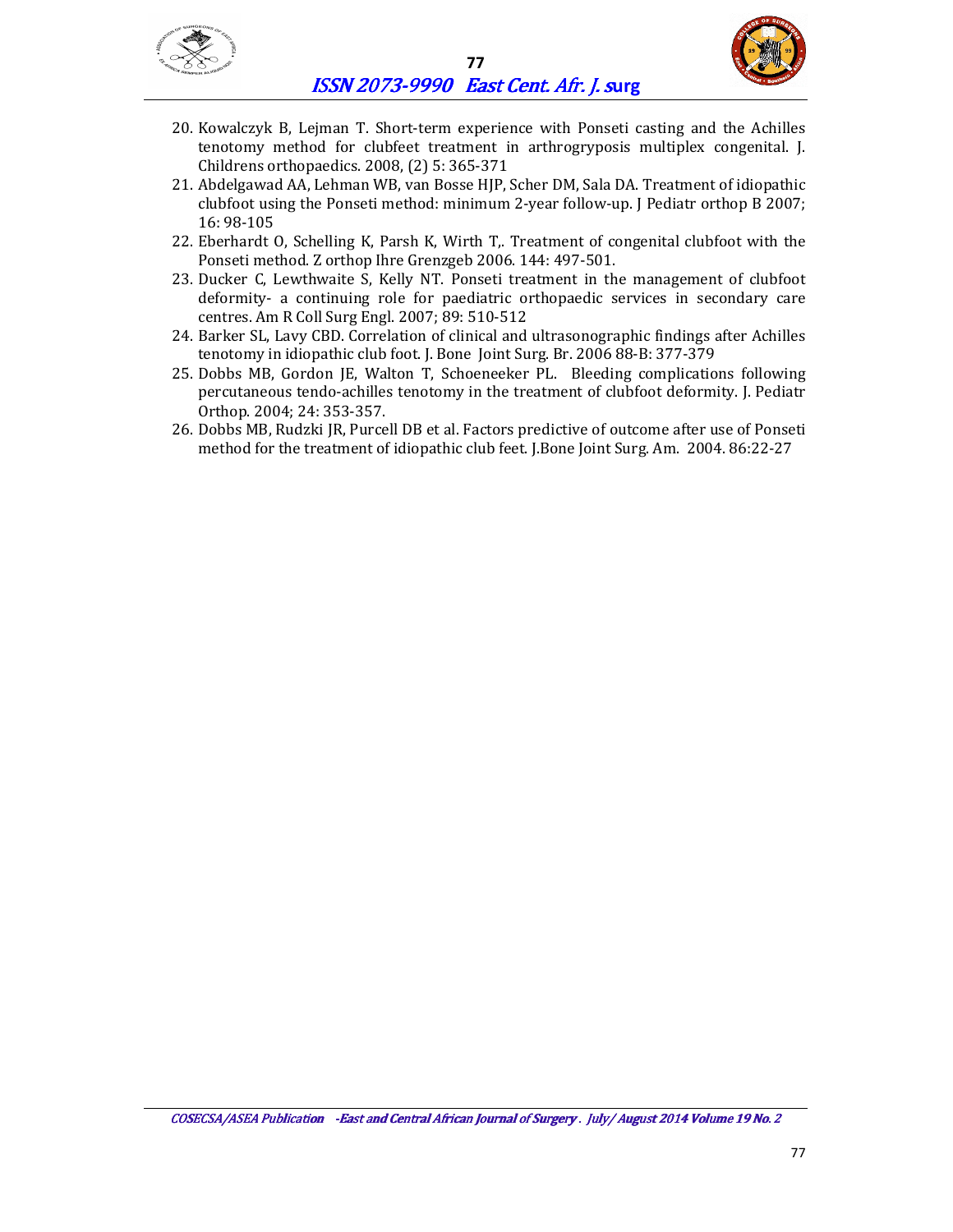20. Kowalczyk B, Lejman T. Short-term experience with Ponseti casting and the Achilles tenotomy method for clubfeet treatment in arthrogryposis multiplex congenital. J. Childrens orthopaedics. 2008, (2) 5: 365-371
21. Abdelgawad AA, Lehman WB, van Bosse HJP, Scher DM, Sala DA. Treatment of idiopathic clubfoot using the Ponseti method: minimum 2-year follow-up. J Pediatr orthop B 2007; 16: 98-105
22. Eberhardt O, Schelling K, Parsh K, Wirth T,. Treatment of congenital clubfoot with the Ponseti method. Z orthop Ihre Grenzgeb 2006. 144: 497-501.
23. Ducker C, Lewthwaite S, Kelly NT. Ponseti treatment in the management of clubfoot deformity- a continuing role for paediatric orthopaedic services in secondary care centres. Am R Coll Surg Engl. 2007; 89: 510-512
24. Barker SL, Lavy CBD. Correlation of clinical and ultrasonographic findings after Achilles tenotomy in idiopathic club foot. J. Bone Joint Surg. Br. 2006 88-B: 377-379
25. Dobbs MB, Gordon JE, Walton T, Schoeneeker PL. Bleeding complications following percutaneous tendo-achilles tenotomy in the treatment of clubfoot deformity. J. Pediatr Orthop. 2004; 24: 353-357.
26. Dobbs MB, Rudzki JR, Purcell DB et al. Factors predictive of outcome after use of Ponseti method for the treatment of idiopathic club feet. J.Bone Joint Surg. Am. 2004. 86:22-27